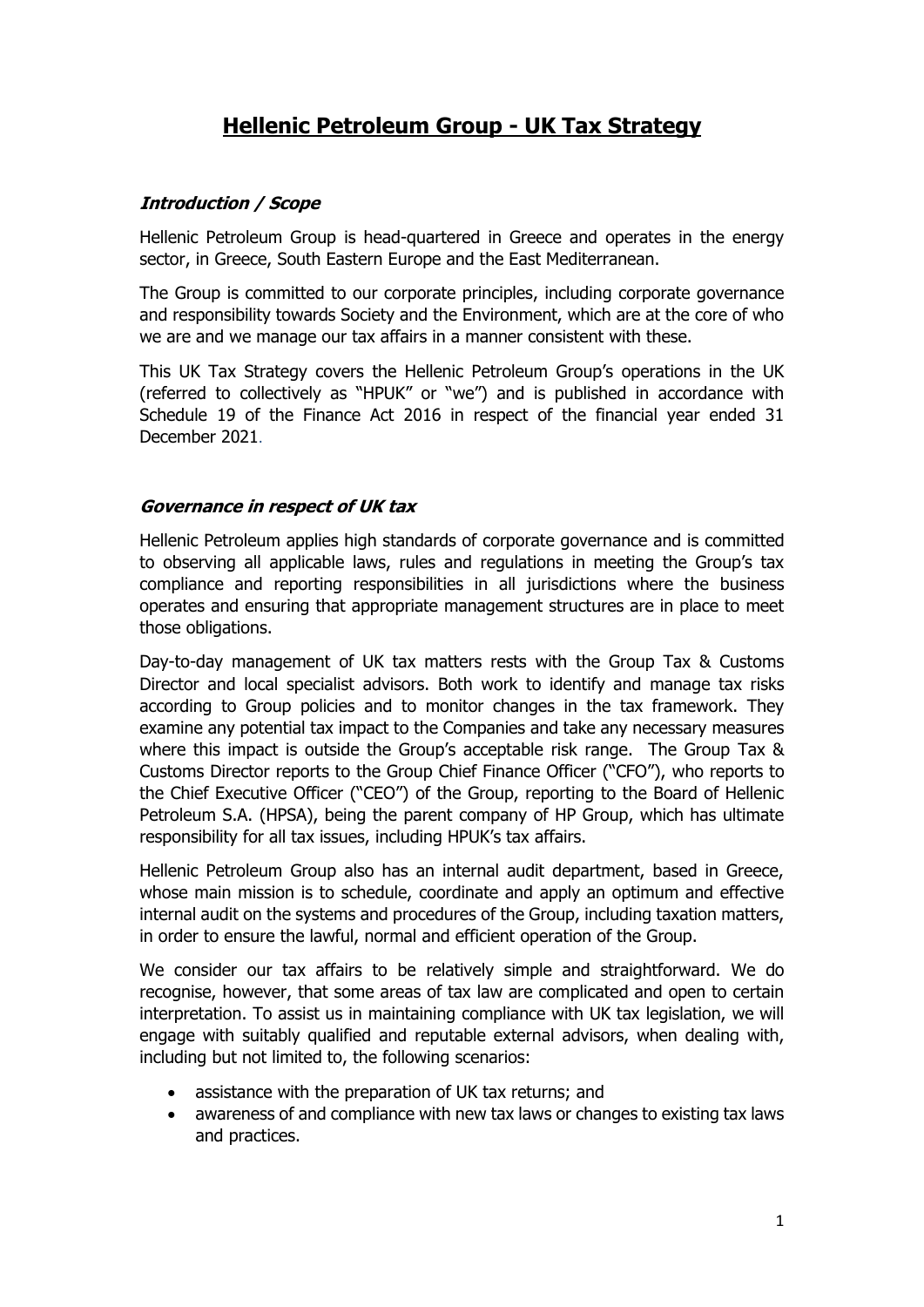# Hellenic Petroleum Group - UK Tax Strategy

## *Introduction / Scope*

Hellenic Petroleum Group is head-quartered in Greece and operates in the energy sector, in Greece, South Eastern Europe and the East Mediterranean.

The Group is committed to our corporate principles, including corporate governance and responsibility towards Society and the Environment, which are at the core of who we are and we manage our tax affairs in a manner consistent with these.

This UK Tax Strategy covers the Hellenic Petroleum Group's operations in the UK (referred to collectively as "HPUK" or "we") and is published in accordance with Schedule 19 of the Finance Act 2016 in respect of the financial year ended 31 December 2021.

## *Governance in respect of UK tax*

Hellenic Petroleum applies high standards of corporate governance and is committed to observing all applicable laws, rules and regulations in meeting the Group's tax compliance and reporting responsibilities in all jurisdictions where the business operates and ensuring that appropriate management structures are in place to meet those obligations.

Day-to-day management of UK tax matters rests with the Group Tax & Customs Director and local specialist advisors. Both work to identify and manage tax risks according to Group policies and to monitor changes in the tax framework. They examine any potential tax impact to the Companies and take any necessary measures where this impact is outside the Group's acceptable risk range. The Group Tax & Customs Director reports to the Group Chief Finance Officer ("CFO"), who reports to the Chief Executive Officer ("CEO") of the Group, reporting to the Board of Hellenic Petroleum S.A. (HPSA), being the parent company of HP Group, which has ultimate responsibility for all tax issues, including HPUK's tax affairs.

Hellenic Petroleum Group also has an internal audit department, based in Greece, whose main mission is to schedule, coordinate and apply an optimum and effective internal audit on the systems and procedures of the Group, including taxation matters, in order to ensure the lawful, normal and efficient operation of the Group.

We consider our tax affairs to be relatively simple and straightforward. We do recognise, however, that some areas of tax law are complicated and open to certain interpretation. To assist us in maintaining compliance with UK tax legislation, we will engage with suitably qualified and reputable external advisors, when dealing with, including but not limited to, the following scenarios:

- assistance with the preparation of UK tax returns; and
- awareness of and compliance with new tax laws or changes to existing tax laws and practices.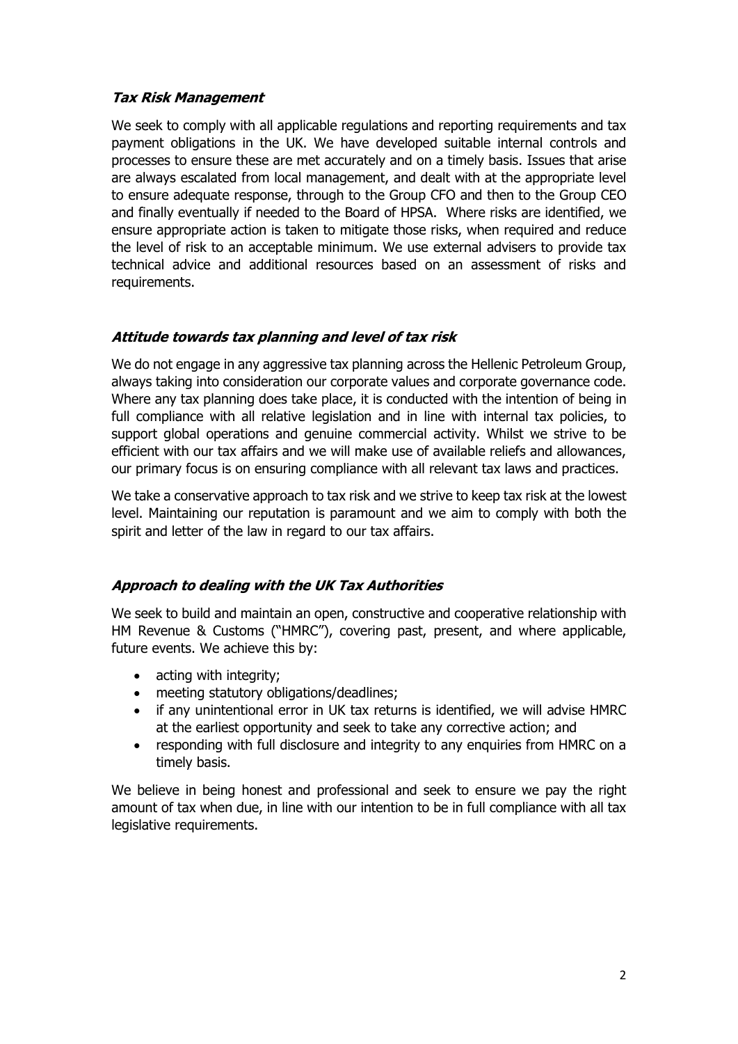### *Tax Risk Management*

We seek to comply with all applicable regulations and reporting requirements and tax payment obligations in the UK. We have developed suitable internal controls and processes to ensure these are met accurately and on a timely basis. Issues that arise are always escalated from local management, and dealt with at the appropriate level to ensure adequate response, through to the Group CFO and then to the Group CEO and finally eventually if needed to the Board of HPSA. Where risks are identified, we ensure appropriate action is taken to mitigate those risks, when required and reduce the level of risk to an acceptable minimum. We use external advisers to provide tax technical advice and additional resources based on an assessment of risks and requirements.

### *Attitude towards tax planning and level of tax risk*

We do not engage in any aggressive tax planning across the Hellenic Petroleum Group, always taking into consideration our corporate values and corporate governance code. Where any tax planning does take place, it is conducted with the intention of being in full compliance with all relative legislation and in line with internal tax policies, to support global operations and genuine commercial activity. Whilst we strive to be efficient with our tax affairs and we will make use of available reliefs and allowances, our primary focus is on ensuring compliance with all relevant tax laws and practices.

We take a conservative approach to tax risk and we strive to keep tax risk at the lowest level. Maintaining our reputation is paramount and we aim to comply with both the spirit and letter of the law in regard to our tax affairs.

### *Approach to dealing with the UK Tax Authorities*

We seek to build and maintain an open, constructive and cooperative relationship with HM Revenue & Customs ("HMRC"), covering past, present, and where applicable, future events. We achieve this by:

- acting with integrity;
- meeting statutory obligations/deadlines;
- if any unintentional error in UK tax returns is identified, we will advise HMRC at the earliest opportunity and seek to take any corrective action; and
- responding with full disclosure and integrity to any enquiries from HMRC on a timely basis.

We believe in being honest and professional and seek to ensure we pay the right amount of tax when due, in line with our intention to be in full compliance with all tax legislative requirements.